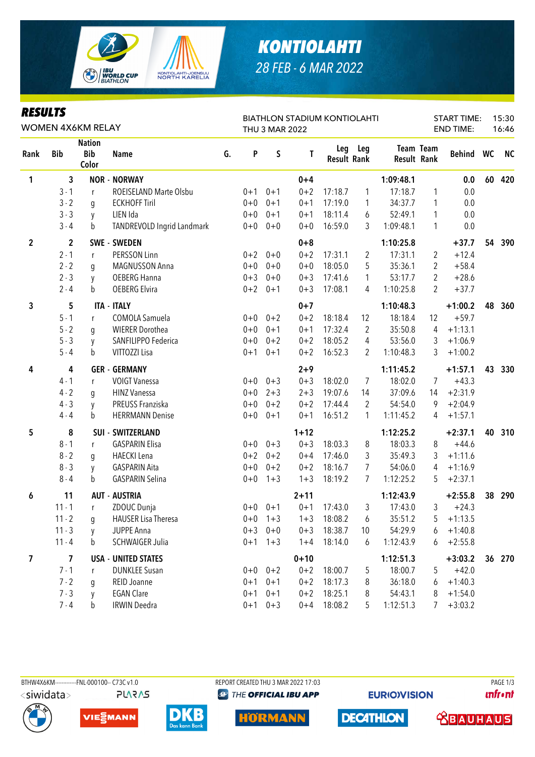# KONTIOLAHTI

28 FEB - 6 MAR 2022

## RESULTS

WOMEN 4X6KM RELAY

BIATHLON STADIUM KONTIOLAHTI
THU 3 MAR 2022

START TIME: 15:30
END TIME: 16:46

| Rank | Bib | Nation Bib Color | Name | G. | P | S | T | Leg Result | Leg Rank | Team Result | Team Rank | Behind | WC | NC |
|---|---|---|---|---|---|---|---|---|---|---|---|---|---|---|
| 1 | 3 | | NOR - NORWAY | | | | 0+4 | | | 1:09:48.1 | | 0.0 | 60 | 420 |
| | 3 - 1 | r | ROEISELAND Marte Olsbu | | 0+1 | 0+1 | 0+2 | 17:18.7 | 1 | 17:18.7 | 1 | 0.0 | | |
| | 3 - 2 | g | ECKHOFF Tiril | | 0+0 | 0+1 | 0+1 | 17:19.0 | 1 | 34:37.7 | 1 | 0.0 | | |
| | 3 - 3 | y | LIEN Ida | | 0+0 | 0+1 | 0+1 | 18:11.4 | 6 | 52:49.1 | 1 | 0.0 | | |
| | 3 - 4 | b | TANDREVOLD Ingrid Landmark | | 0+0 | 0+0 | 0+0 | 16:59.0 | 3 | 1:09:48.1 | 1 | 0.0 | | |
| 2 | 2 | | SWE - SWEDEN | | | | 0+8 | | | 1:10:25.8 | | +37.7 | 54 | 390 |
| | 2 - 1 | r | PERSSON Linn | | 0+2 | 0+0 | 0+2 | 17:31.1 | 2 | 17:31.1 | 2 | +12.4 | | |
| | 2 - 2 | g | MAGNUSSON Anna | | 0+0 | 0+0 | 0+0 | 18:05.0 | 5 | 35:36.1 | 2 | +58.4 | | |
| | 2 - 3 | y | OEBERG Hanna | | 0+3 | 0+0 | 0+3 | 17:41.6 | 1 | 53:17.7 | 2 | +28.6 | | |
| | 2 - 4 | b | OEBERG Elvira | | 0+2 | 0+1 | 0+3 | 17:08.1 | 4 | 1:10:25.8 | 2 | +37.7 | | |
| 3 | 5 | | ITA - ITALY | | | | 0+7 | | | 1:10:48.3 | | +1:00.2 | 48 | 360 |
| | 5 - 1 | r | COMOLA Samuela | | 0+0 | 0+2 | 0+2 | 18:18.4 | 12 | 18:18.4 | 12 | +59.7 | | |
| | 5 - 2 | g | WIERER Dorothea | | 0+0 | 0+1 | 0+1 | 17:32.4 | 2 | 35:50.8 | 4 | +1:13.1 | | |
| | 5 - 3 | y | SANFILIPPO Federica | | 0+0 | 0+2 | 0+2 | 18:05.2 | 4 | 53:56.0 | 3 | +1:06.9 | | |
| | 5 - 4 | b | VITTOZZI Lisa | | 0+1 | 0+1 | 0+2 | 16:52.3 | 2 | 1:10:48.3 | 3 | +1:00.2 | | |
| 4 | 4 | | GER - GERMANY | | | | 2+9 | | | 1:11:45.2 | | +1:57.1 | 43 | 330 |
| | 4 - 1 | r | VOIGT Vanessa | | 0+0 | 0+3 | 0+3 | 18:02.0 | 7 | 18:02.0 | 7 | +43.3 | | |
| | 4 - 2 | g | HINZ Vanessa | | 0+0 | 2+3 | 2+3 | 19:07.6 | 14 | 37:09.6 | 14 | +2:31.9 | | |
| | 4 - 3 | y | PREUSS Franziska | | 0+0 | 0+2 | 0+2 | 17:44.4 | 2 | 54:54.0 | 9 | +2:04.9 | | |
| | 4 - 4 | b | HERRMANN Denise | | 0+0 | 0+1 | 0+1 | 16:51.2 | 1 | 1:11:45.2 | 4 | +1:57.1 | | |
| 5 | 8 | | SUI - SWITZERLAND | | | | 1+12 | | | 1:12:25.2 | | +2:37.1 | 40 | 310 |
| | 8 - 1 | r | GASPARIN Elisa | | 0+0 | 0+3 | 0+3 | 18:03.3 | 8 | 18:03.3 | 8 | +44.6 | | |
| | 8 - 2 | g | HAECKI Lena | | 0+2 | 0+2 | 0+4 | 17:46.0 | 3 | 35:49.3 | 3 | +1:11.6 | | |
| | 8 - 3 | y | GASPARIN Aita | | 0+0 | 0+2 | 0+2 | 18:16.7 | 7 | 54:06.0 | 4 | +1:16.9 | | |
| | 8 - 4 | b | GASPARIN Selina | | 0+0 | 1+3 | 1+3 | 18:19.2 | 7 | 1:12:25.2 | 5 | +2:37.1 | | |
| 6 | 11 | | AUT - AUSTRIA | | | | 2+11 | | | 1:12:43.9 | | +2:55.8 | 38 | 290 |
| | 11 - 1 | r | ZDOUC Dunja | | 0+0 | 0+1 | 0+1 | 17:43.0 | 3 | 17:43.0 | 3 | +24.3 | | |
| | 11 - 2 | g | HAUSER Lisa Theresa | | 0+0 | 1+3 | 1+3 | 18:08.2 | 6 | 35:51.2 | 5 | +1:13.5 | | |
| | 11 - 3 | y | JUPPE Anna | | 0+3 | 0+0 | 0+3 | 18:38.7 | 10 | 54:29.9 | 6 | +1:40.8 | | |
| | 11 - 4 | b | SCHWAIGER Julia | | 0+1 | 1+3 | 1+4 | 18:14.0 | 6 | 1:12:43.9 | 6 | +2:55.8 | | |
| 7 | 7 | | USA - UNITED STATES | | | | 0+10 | | | 1:12:51.3 | | +3:03.2 | 36 | 270 |
| | 7 - 1 | r | DUNKLEE Susan | | 0+0 | 0+2 | 0+2 | 18:00.7 | 5 | 18:00.7 | 5 | +42.0 | | |
| | 7 - 2 | g | REID Joanne | | 0+1 | 0+1 | 0+2 | 18:17.3 | 8 | 36:18.0 | 6 | +1:40.3 | | |
| | 7 - 3 | y | EGAN Clare | | 0+1 | 0+1 | 0+2 | 18:25.1 | 8 | 54:43.1 | 8 | +1:54.0 | | |
| | 7 - 4 | b | IRWIN Deedra | | 0+1 | 0+3 | 0+4 | 18:08.2 | 5 | 1:12:51.3 | 7 | +3:03.2 | | |

BTHW4X6KM------------FNL-000100-- C73C v1.0
REPORT CREATED THU 3 MAR 2022 17:03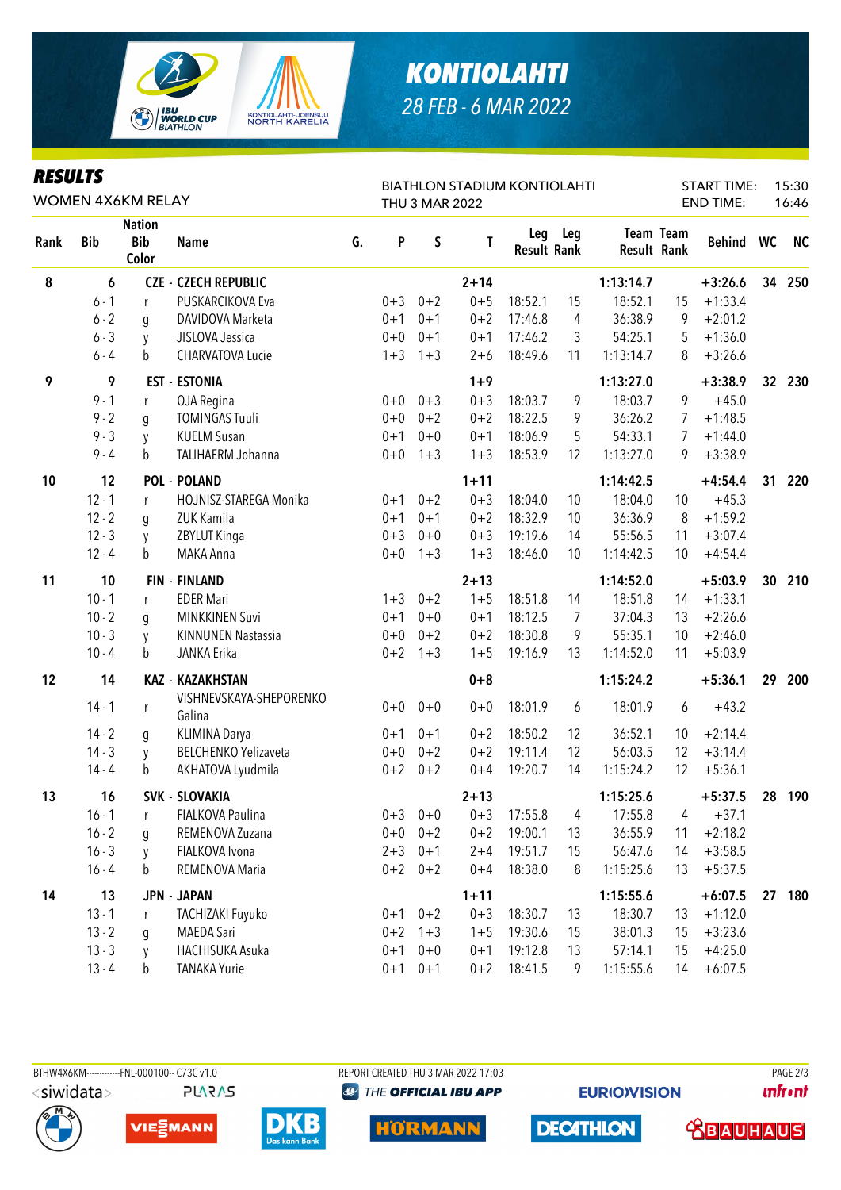# KONTIOLAHTI

28 FEB - 6 MAR 2022

## RESULTS

WOMEN 4X6KM RELAY

BIATHLON STADIUM KONTIOLAHTI
THU 3 MAR 2022

START TIME: 15:30
END TIME: 16:46

| Rank | Bib | Nation Bib Color | Name | G. | P | S | T | Leg Result | Leg Rank | Team Result | Team Rank | Behind | WC | NC |
|---|---|---|---|---|---|---|---|---|---|---|---|---|---|---|
| 8 | 6 | | CZE - CZECH REPUBLIC | | | | 2+14 | | | 1:13:14.7 | | +3:26.6 | 34 | 250 |
| | 6 - 1 | r | PUSKARCIKOVA Eva | | 0+3 | 0+2 | 0+5 | 18:52.1 | 15 | 18:52.1 | 15 | +1:33.4 | | |
| | 6 - 2 | g | DAVIDOVA Marketa | | 0+1 | 0+1 | 0+2 | 17:46.8 | 4 | 36:38.9 | 9 | +2:01.2 | | |
| | 6 - 3 | y | JISLOVA Jessica | | 0+0 | 0+1 | 0+1 | 17:46.2 | 3 | 54:25.1 | 5 | +1:36.0 | | |
| | 6 - 4 | b | CHARVATOVA Lucie | | 1+3 | 1+3 | 2+6 | 18:49.6 | 11 | 1:13:14.7 | 8 | +3:26.6 | | |
| 9 | 9 | | EST - ESTONIA | | | | 1+9 | | | 1:13:27.0 | | +3:38.9 | 32 | 230 |
| | 9 - 1 | r | OJA Regina | | 0+0 | 0+3 | 0+3 | 18:03.7 | 9 | 18:03.7 | 9 | +45.0 | | |
| | 9 - 2 | g | TOMINGAS Tuuli | | 0+0 | 0+2 | 0+2 | 18:22.5 | 9 | 36:26.2 | 7 | +1:48.5 | | |
| | 9 - 3 | y | KUELM Susan | | 0+1 | 0+0 | 0+1 | 18:06.9 | 5 | 54:33.1 | 7 | +1:44.0 | | |
| | 9 - 4 | b | TALIHAERM Johanna | | 0+0 | 1+3 | 1+3 | 18:53.9 | 12 | 1:13:27.0 | 9 | +3:38.9 | | |
| 10 | 12 | | POL - POLAND | | | | 1+11 | | | 1:14:42.5 | | +4:54.4 | 31 | 220 |
| | 12 - 1 | r | HOJNISZ-STAREGA Monika | | 0+1 | 0+2 | 0+3 | 18:04.0 | 10 | 18:04.0 | 10 | +45.3 | | |
| | 12 - 2 | g | ZUK Kamila | | 0+1 | 0+1 | 0+2 | 18:32.9 | 10 | 36:36.9 | 8 | +1:59.2 | | |
| | 12 - 3 | y | ZBYLUT Kinga | | 0+3 | 0+0 | 0+3 | 19:19.6 | 14 | 55:56.5 | 11 | +3:07.4 | | |
| | 12 - 4 | b | MAKA Anna | | 0+0 | 1+3 | 1+3 | 18:46.0 | 10 | 1:14:42.5 | 10 | +4:54.4 | | |
| 11 | 10 | | FIN - FINLAND | | | | 2+13 | | | 1:14:52.0 | | +5:03.9 | 30 | 210 |
| | 10 - 1 | r | EDER Mari | | 1+3 | 0+2 | 1+5 | 18:51.8 | 14 | 18:51.8 | 14 | +1:33.1 | | |
| | 10 - 2 | g | MINKKINEN Suvi | | 0+1 | 0+0 | 0+1 | 18:12.5 | 7 | 37:04.3 | 13 | +2:26.6 | | |
| | 10 - 3 | y | KINNUNEN Nastassia | | 0+0 | 0+2 | 0+2 | 18:30.8 | 9 | 55:35.1 | 10 | +2:46.0 | | |
| | 10 - 4 | b | JANKA Erika | | 0+2 | 1+3 | 1+5 | 19:16.9 | 13 | 1:14:52.0 | 11 | +5:03.9 | | |
| 12 | 14 | | KAZ - KAZAKHSTAN | | | | 0+8 | | | 1:15:24.2 | | +5:36.1 | 29 | 200 |
| | 14 - 1 | r | VISHNEVSKAYA-SHEPORENKO Galina | | 0+0 | 0+0 | 0+0 | 18:01.9 | 6 | 18:01.9 | 6 | +43.2 | | |
| | 14 - 2 | g | KLIMINA Darya | | 0+1 | 0+1 | 0+2 | 18:50.2 | 12 | 36:52.1 | 10 | +2:14.4 | | |
| | 14 - 3 | y | BELCHENKO Yelizaveta | | 0+0 | 0+2 | 0+2 | 19:11.4 | 12 | 56:03.5 | 12 | +3:14.4 | | |
| | 14 - 4 | b | AKHATOVA Lyudmila | | 0+2 | 0+2 | 0+4 | 19:20.7 | 14 | 1:15:24.2 | 12 | +5:36.1 | | |
| 13 | 16 | | SVK - SLOVAKIA | | | | 2+13 | | | 1:15:25.6 | | +5:37.5 | 28 | 190 |
| | 16 - 1 | r | FIALKOVA Paulina | | 0+3 | 0+0 | 0+3 | 17:55.8 | 4 | 17:55.8 | 4 | +37.1 | | |
| | 16 - 2 | g | REMENOVA Zuzana | | 0+0 | 0+2 | 0+2 | 19:00.1 | 13 | 36:55.9 | 11 | +2:18.2 | | |
| | 16 - 3 | y | FIALKOVA Ivona | | 2+3 | 0+1 | 2+4 | 19:51.7 | 15 | 56:47.6 | 14 | +3:58.5 | | |
| | 16 - 4 | b | REMENOVA Maria | | 0+2 | 0+2 | 0+4 | 18:38.0 | 8 | 1:15:25.6 | 13 | +5:37.5 | | |
| 14 | 13 | | JPN - JAPAN | | | | 1+11 | | | 1:15:55.6 | | +6:07.5 | 27 | 180 |
| | 13 - 1 | r | TACHIZAKI Fuyuko | | 0+1 | 0+2 | 0+3 | 18:30.7 | 13 | 18:30.7 | 13 | +1:12.0 | | |
| | 13 - 2 | g | MAEDA Sari | | 0+2 | 1+3 | 1+5 | 19:30.6 | 15 | 38:01.3 | 15 | +3:23.6 | | |
| | 13 - 3 | y | HACHISUKA Asuka | | 0+1 | 0+0 | 0+1 | 19:12.8 | 13 | 57:14.1 | 15 | +4:25.0 | | |
| | 13 - 4 | b | TANAKA Yurie | | 0+1 | 0+1 | 0+2 | 18:41.5 | 9 | 1:15:55.6 | 14 | +6:07.5 | | |

BTHW4X6KM------------FNL-000100-- C73C v1.0 REPORT CREATED THU 3 MAR 2022 17:03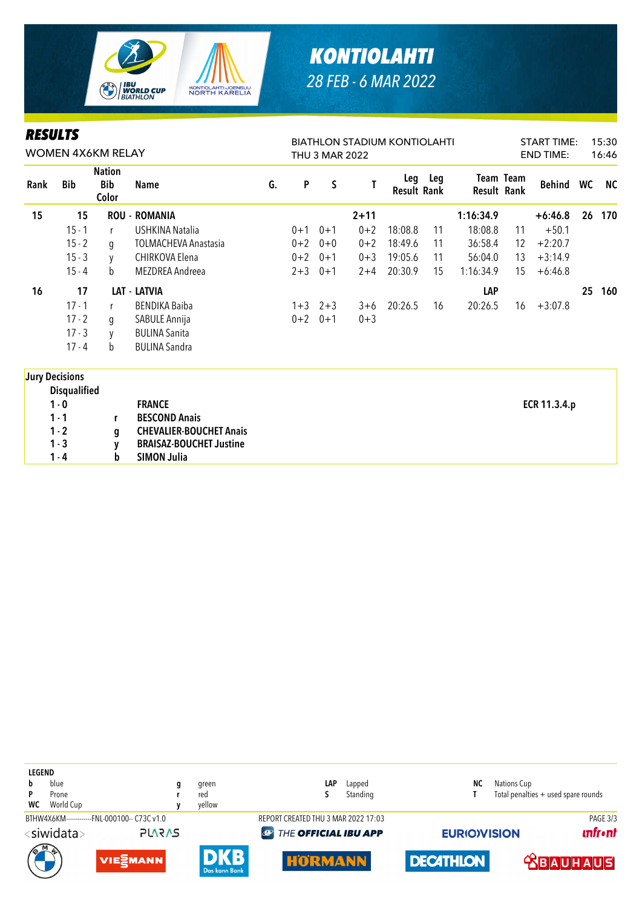# RESULTS

WOMEN 4X6KM RELAY

BIATHLON STADIUM KONTIOLAHTI
THU 3 MAR 2022

START TIME: 15:30
END TIME: 16:46

| Rank | Bib | Nation Bib Color | Name | G. | P | S | T | Leg Result | Leg Rank | Team Result | Team Rank | Behind | WC | NC |
|---|---|---|---|---|---|---|---|---|---|---|---|---|---|---|
| **15** | **15** | **ROU** | **ROMANIA** | | | | **2+11** | | | **1:16:34.9** | | **+6:46.8** | **26** | **170** |
| | 15 - 1 | r | USHKINA Natalia | | 0+1 | 0+1 | 0+2 | 18:08.8 | 11 | 18:08.8 | 11 | +50.1 | | |
| | 15 - 2 | g | TOLMACHEVA Anastasia | | 0+2 | 0+0 | 0+2 | 18:49.6 | 11 | 36:58.4 | 12 | +2:20.7 | | |
| | 15 - 3 | y | CHIRKOVA Elena | | 0+2 | 0+1 | 0+3 | 19:05.6 | 11 | 56:04.0 | 13 | +3:14.9 | | |
| | 15 - 4 | b | MEZDREA Andreea | | 2+3 | 0+1 | 2+4 | 20:30.9 | 15 | 1:16:34.9 | 15 | +6:46.8 | | |
| **16** | **17** | **LAT** | **LATVIA** | | | | | | | **LAP** | | | **25** | **160** |
| | 17 - 1 | r | BENDIKA Baiba | | 1+3 | 2+3 | 3+6 | 20:26.5 | 16 | 20:26.5 | 16 | +3:07.8 | | |
| | 17 - 2 | g | SABULE Annija | | 0+2 | 0+1 | 0+3 | | | | | | | |
| | 17 - 3 | y | BULINA Sanita | | | | | | | | | | | |
| | 17 - 4 | b | BULINA Sandra | | | | | | | | | | | |

**Jury Decisions**

**Disqualified**

| | | | |
|---|---|---|---|
| **1 - 0** | | **FRANCE** | **ECR 11.3.4.p** |
| **1 - 1** | **r** | **BESCOND Anais** | |
| **1 - 2** | **g** | **CHEVALIER-BOUCHET Anais** | |
| **1 - 3** | **y** | **BRAISAZ-BOUCHET Justine** | |
| **1 - 4** | **b** | **SIMON Julia** | |

**LEGEND**

| | | | | | | | |
|---|---|---|---|---|---|---|---|
| **b** | blue | **g** | green | **LAP** | Lapped | **NC** | Nations Cup |
| **P** | Prone | **r** | red | **S** | Standing | **T** | Total penalties + used spare rounds |
| **WC** | World Cup | **y** | yellow | | | | |

BTHW4X6KM------------FNL-000100-- C73C v1.0

REPORT CREATED THU 3 MAR 2022 17:03